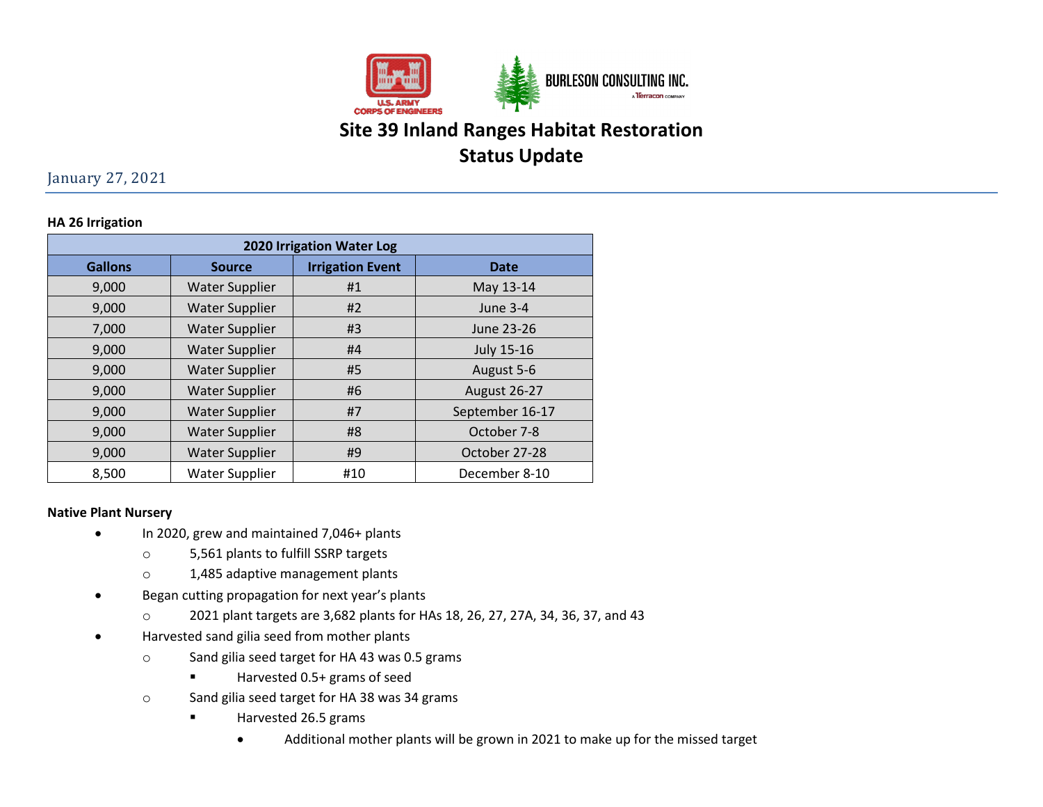# Site 39 Inland Ranges Habitat Restoration Status Update

January 27, 2021

### HA 26 Irrigation

| 2020 Irrigation Water Log | | | |
|---|---|---|---|
| **Gallons** | **Source** | **Irrigation Event** | **Date** |
| 9,000 | Water Supplier | #1 | May 13-14 |
| 9,000 | Water Supplier | #2 | June 3-4 |
| 7,000 | Water Supplier | #3 | June 23-26 |
| 9,000 | Water Supplier | #4 | July 15-16 |
| 9,000 | Water Supplier | #5 | August 5-6 |
| 9,000 | Water Supplier | #6 | August 26-27 |
| 9,000 | Water Supplier | #7 | September 16-17 |
| 9,000 | Water Supplier | #8 | October 7-8 |
| 9,000 | Water Supplier | #9 | October 27-28 |
| 8,500 | Water Supplier | #10 | December 8-10 |

### Native Plant Nursery

- In 2020, grew and maintained 7,046+ plants
  - 5,561 plants to fulfill SSRP targets
  - 1,485 adaptive management plants
- Began cutting propagation for next year's plants
  - 2021 plant targets are 3,682 plants for HAs 18, 26, 27, 27A, 34, 36, 37, and 43
- Harvested sand gilia seed from mother plants
  - Sand gilia seed target for HA 43 was 0.5 grams
    - Harvested 0.5+ grams of seed
  - Sand gilia seed target for HA 38 was 34 grams
    - Harvested 26.5 grams
      - Additional mother plants will be grown in 2021 to make up for the missed target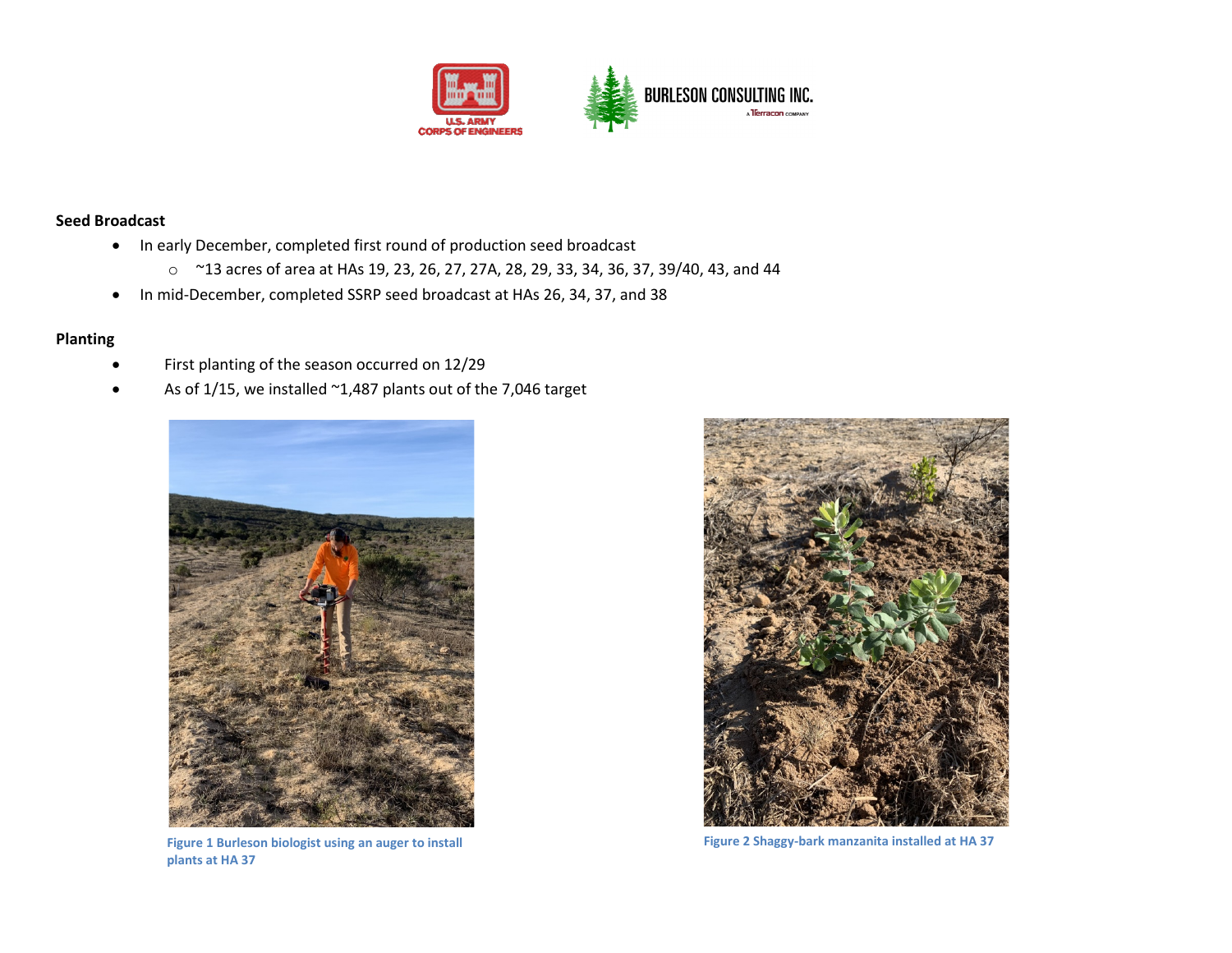**Seed Broadcast**

- In early December, completed first round of production seed broadcast
  - ~13 acres of area at HAs 19, 23, 26, 27, 27A, 28, 29, 33, 34, 36, 37, 39/40, 43, and 44
- In mid-December, completed SSRP seed broadcast at HAs 26, 34, 37, and 38

**Planting**

- First planting of the season occurred on 12/29
- As of 1/15, we installed ~1,487 plants out of the 7,046 target

Figure 1 Burleson biologist using an auger to install plants at HA 37

Figure 2 Shaggy-bark manzanita installed at HA 37